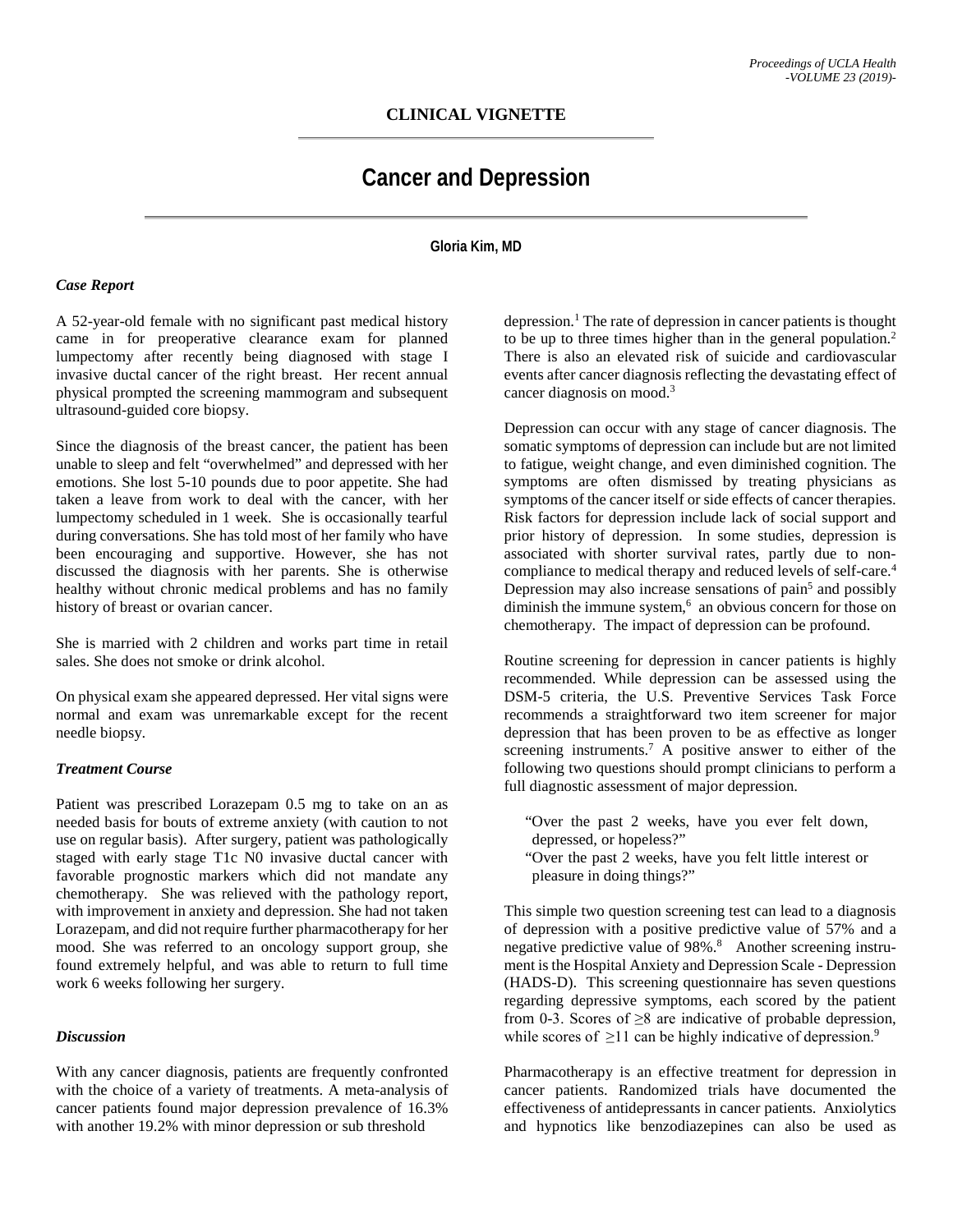CLINICAL VIGNETTE

# Cancer and Depression

**Gloria Kim, MD**

### *Case Report*

A 52-year-old female with no significant past medical history came in for preoperative clearance exam for planned lumpectomy after recently being diagnosed with stage I invasive ductal cancer of the right breast. Her recent annual physical prompted the screening mammogram and subsequent ultrasound-guided core biopsy.

Since the diagnosis of the breast cancer, the patient has been unable to sleep and felt "overwhelmed" and depressed with her emotions. She lost 5-10 pounds due to poor appetite. She had taken a leave from work to deal with the cancer, with her lumpectomy scheduled in 1 week. She is occasionally tearful during conversations. She has told most of her family who have been encouraging and supportive. However, she has not discussed the diagnosis with her parents. She is otherwise healthy without chronic medical problems and has no family history of breast or ovarian cancer.

She is married with 2 children and works part time in retail sales. She does not smoke or drink alcohol.

On physical exam she appeared depressed. Her vital signs were normal and exam was unremarkable except for the recent needle biopsy.

### *Treatment Course*

Patient was prescribed Lorazepam 0.5 mg to take on an as needed basis for bouts of extreme anxiety (with caution to not use on regular basis). After surgery, patient was pathologically staged with early stage T1c N0 invasive ductal cancer with favorable prognostic markers which did not mandate any chemotherapy. She was relieved with the pathology report, with improvement in anxiety and depression. She had not taken Lorazepam, and did not require further pharmacotherapy for her mood. She was referred to an oncology support group, she found extremely helpful, and was able to return to full time work 6 weeks following her surgery.

### *Discussion*

With any cancer diagnosis, patients are frequently confronted with the choice of a variety of treatments. A meta-analysis of cancer patients found major depression prevalence of 16.3% with another 19.2% with minor depression or sub threshold depression.[1] The rate of depression in cancer patients is thought to be up to three times higher than in the general population.[2] There is also an elevated risk of suicide and cardiovascular events after cancer diagnosis reflecting the devastating effect of cancer diagnosis on mood.[3]

Depression can occur with any stage of cancer diagnosis. The somatic symptoms of depression can include but are not limited to fatigue, weight change, and even diminished cognition. The symptoms are often dismissed by treating physicians as symptoms of the cancer itself or side effects of cancer therapies. Risk factors for depression include lack of social support and prior history of depression. In some studies, depression is associated with shorter survival rates, partly due to non-compliance to medical therapy and reduced levels of self-care.[4] Depression may also increase sensations of pain[5] and possibly diminish the immune system,[6] an obvious concern for those on chemotherapy. The impact of depression can be profound.

Routine screening for depression in cancer patients is highly recommended. While depression can be assessed using the DSM-5 criteria, the U.S. Preventive Services Task Force recommends a straightforward two item screener for major depression that has been proven to be as effective as longer screening instruments.[7] A positive answer to either of the following two questions should prompt clinicians to perform a full diagnostic assessment of major depression.

"Over the past 2 weeks, have you ever felt down, depressed, or hopeless?"
"Over the past 2 weeks, have you felt little interest or pleasure in doing things?"

This simple two question screening test can lead to a diagnosis of depression with a positive predictive value of 57% and a negative predictive value of 98%.[8] Another screening instrument is the Hospital Anxiety and Depression Scale - Depression (HADS-D). This screening questionnaire has seven questions regarding depressive symptoms, each scored by the patient from 0-3. Scores of $\geq$8 are indicative of probable depression, while scores of $\geq$11 can be highly indicative of depression.[9]

Pharmacotherapy is an effective treatment for depression in cancer patients. Randomized trials have documented the effectiveness of antidepressants in cancer patients. Anxiolytics and hypnotics like benzodiazepines can also be used as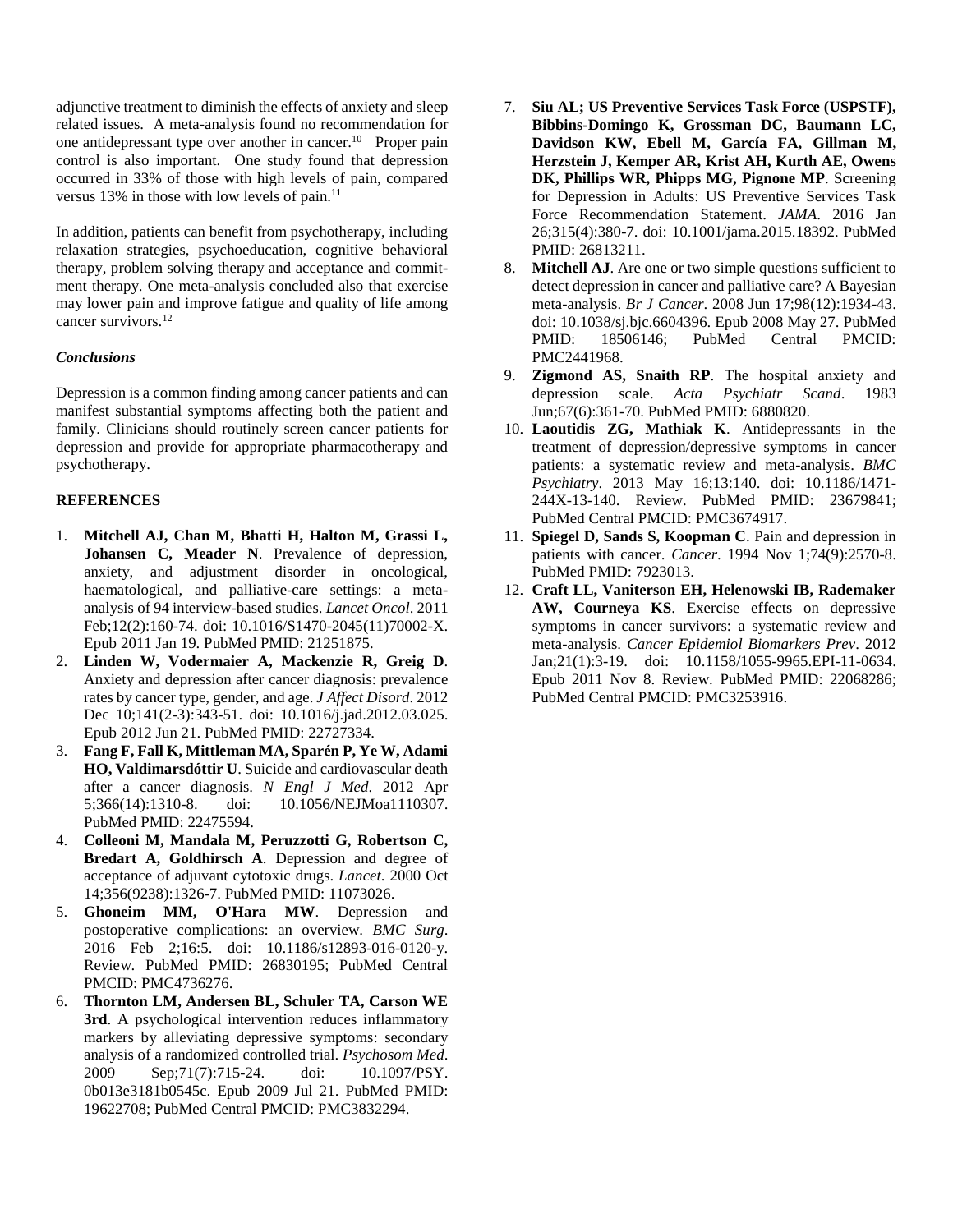adjunctive treatment to diminish the effects of anxiety and sleep related issues. A meta-analysis found no recommendation for one antidepressant type over another in cancer.[10] Proper pain control is also important. One study found that depression occurred in 33% of those with high levels of pain, compared versus 13% in those with low levels of pain.[11]

In addition, patients can benefit from psychotherapy, including relaxation strategies, psychoeducation, cognitive behavioral therapy, problem solving therapy and acceptance and commitment therapy. One meta-analysis concluded also that exercise may lower pain and improve fatigue and quality of life among cancer survivors.[12]

### *Conclusions*

Depression is a common finding among cancer patients and can manifest substantial symptoms affecting both the patient and family. Clinicians should routinely screen cancer patients for depression and provide for appropriate pharmacotherapy and psychotherapy.

## REFERENCES

1. **Mitchell AJ, Chan M, Bhatti H, Halton M, Grassi L, Johansen C, Meader N**. Prevalence of depression, anxiety, and adjustment disorder in oncological, haematological, and palliative-care settings: a meta-analysis of 94 interview-based studies. *Lancet Oncol*. 2011 Feb;12(2):160-74. doi: 10.1016/S1470-2045(11)70002-X. Epub 2011 Jan 19. PubMed PMID: 21251875.
2. **Linden W, Vodermaier A, Mackenzie R, Greig D**. Anxiety and depression after cancer diagnosis: prevalence rates by cancer type, gender, and age. *J Affect Disord*. 2012 Dec 10;141(2-3):343-51. doi: 10.1016/j.jad.2012.03.025. Epub 2012 Jun 21. PubMed PMID: 22727334.
3. **Fang F, Fall K, Mittleman MA, Sparén P, Ye W, Adami HO, Valdimarsdóttir U**. Suicide and cardiovascular death after a cancer diagnosis. *N Engl J Med*. 2012 Apr 5;366(14):1310-8. doi: 10.1056/NEJMoa1110307. PubMed PMID: 22475594.
4. **Colleoni M, Mandala M, Peruzzotti G, Robertson C, Bredart A, Goldhirsch A**. Depression and degree of acceptance of adjuvant cytotoxic drugs. *Lancet*. 2000 Oct 14;356(9238):1326-7. PubMed PMID: 11073026.
5. **Ghoneim MM, O'Hara MW**. Depression and postoperative complications: an overview. *BMC Surg*. 2016 Feb 2;16:5. doi: 10.1186/s12893-016-0120-y. Review. PubMed PMID: 26830195; PubMed Central PMCID: PMC4736276.
6. **Thornton LM, Andersen BL, Schuler TA, Carson WE 3rd**. A psychological intervention reduces inflammatory markers by alleviating depressive symptoms: secondary analysis of a randomized controlled trial. *Psychosom Med*. 2009 Sep;71(7):715-24. doi: 10.1097/PSY.0b013e3181b0545c. Epub 2009 Jul 21. PubMed PMID: 19622708; PubMed Central PMCID: PMC3832294.
7. **Siu AL; US Preventive Services Task Force (USPSTF), Bibbins-Domingo K, Grossman DC, Baumann LC, Davidson KW, Ebell M, García FA, Gillman M, Herzstein J, Kemper AR, Krist AH, Kurth AE, Owens DK, Phillips WR, Phipps MG, Pignone MP**. Screening for Depression in Adults: US Preventive Services Task Force Recommendation Statement. *JAMA*. 2016 Jan 26;315(4):380-7. doi: 10.1001/jama.2015.18392. PubMed PMID: 26813211.
8. **Mitchell AJ**. Are one or two simple questions sufficient to detect depression in cancer and palliative care? A Bayesian meta-analysis. *Br J Cancer*. 2008 Jun 17;98(12):1934-43. doi: 10.1038/sj.bjc.6604396. Epub 2008 May 27. PubMed PMID: 18506146; PubMed Central PMCID: PMC2441968.
9. **Zigmond AS, Snaith RP**. The hospital anxiety and depression scale. *Acta Psychiatr Scand*. 1983 Jun;67(6):361-70. PubMed PMID: 6880820.
10. **Laoutidis ZG, Mathiak K**. Antidepressants in the treatment of depression/depressive symptoms in cancer patients: a systematic review and meta-analysis. *BMC Psychiatry*. 2013 May 16;13:140. doi: 10.1186/1471-244X-13-140. Review. PubMed PMID: 23679841; PubMed Central PMCID: PMC3674917.
11. **Spiegel D, Sands S, Koopman C**. Pain and depression in patients with cancer. *Cancer*. 1994 Nov 1;74(9):2570-8. PubMed PMID: 7923013.
12. **Craft LL, Vaniterson EH, Helenowski IB, Rademaker AW, Courneya KS**. Exercise effects on depressive symptoms in cancer survivors: a systematic review and meta-analysis. *Cancer Epidemiol Biomarkers Prev*. 2012 Jan;21(1):3-19. doi: 10.1158/1055-9965.EPI-11-0634. Epub 2011 Nov 8. Review. PubMed PMID: 22068286; PubMed Central PMCID: PMC3253916.